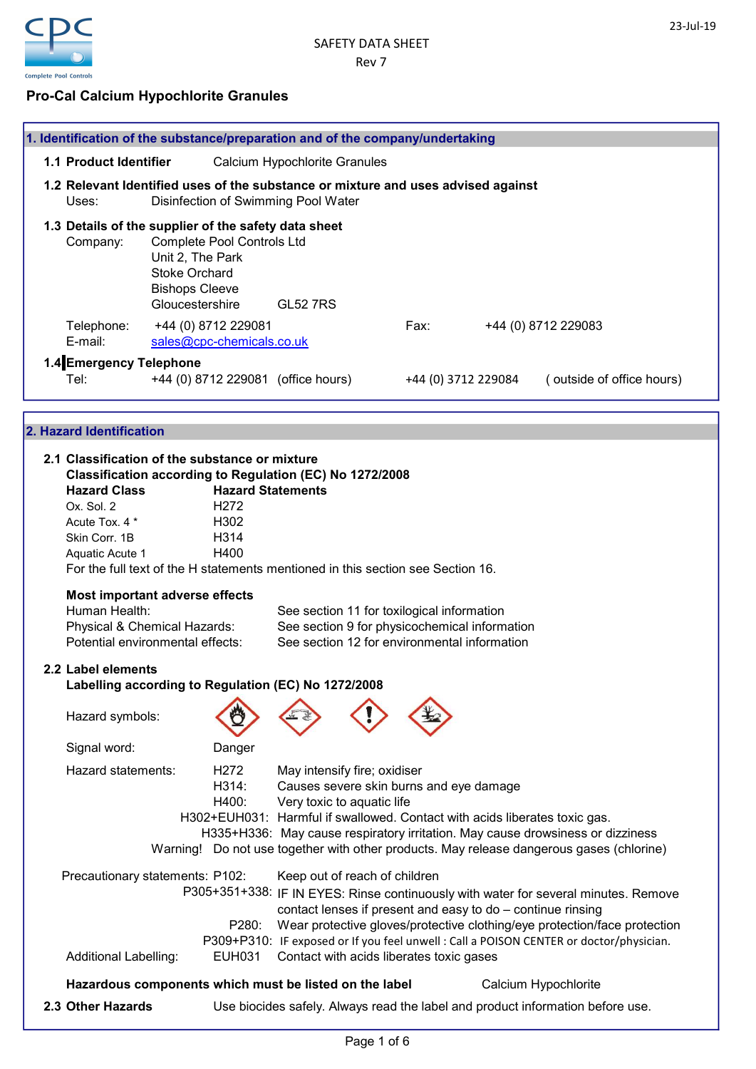23-Jul-19

SAFETY DATA SHEET
Rev 7

**Pro-Cal Calcium Hypochlorite Granules**

## 1. Identification of the substance/preparation and of the company/undertaking

**1.1 Product Identifier** Calcium Hypochlorite Granules

**1.2 Relevant Identified uses of the substance or mixture and uses advised against**
Uses: Disinfection of Swimming Pool Water

**1.3 Details of the supplier of the safety data sheet**
Company: Complete Pool Controls Ltd
Unit 2, The Park
Stoke Orchard
Bishops Cleeve
Gloucestershire GL52 7RS

Telephone: +44 (0) 8712 229081 Fax: +44 (0) 8712 229083
E-mail: sales@cpc-chemicals.co.uk

**1.4 Emergency Telephone**
Tel: +44 (0) 8712 229081 (office hours) +44 (0) 3712 229084 ( outside of office hours)

## 2. Hazard Identification

**2.1 Classification of the substance or mixture**
**Classification according to Regulation (EC) No 1272/2008**

| Hazard Class | Hazard Statements |
|---|---|
| Ox. Sol. 2 | H272 |
| Acute Tox. 4 * | H302 |
| Skin Corr. 1B | H314 |
| Aquatic Acute 1 | H400 |

For the full text of the H statements mentioned in this section see Section 16.

**Most important adverse effects**
Human Health: See section 11 for toxilogical information
Physical & Chemical Hazards: See section 9 for physicochemical information
Potential environmental effects: See section 12 for environmental information

**2.2 Label elements**
**Labelling according to Regulation (EC) No 1272/2008**

Hazard symbols:

Signal word: Danger

Hazard statements:
H272 May intensify fire; oxidiser
H314: Causes severe skin burns and eye damage
H400: Very toxic to aquatic life
H302+EUH031: Harmful if swallowed. Contact with acids liberates toxic gas.
H335+H336: May cause respiratory irritation. May cause drowsiness or dizziness
Warning! Do not use together with other products. May release dangerous gases (chlorine)

Precautionary statements:
P102: Keep out of reach of children
P305+351+338: IF IN EYES: Rinse continuously with water for several minutes. Remove contact lenses if present and easy to do – continue rinsing
P280: Wear protective gloves/protective clothing/eye protection/face protection
P309+P310: IF exposed or If you feel unwell : Call a POISON CENTER or doctor/physician.

Additional Labelling: EUH031 Contact with acids liberates toxic gases

**Hazardous components which must be listed on the label** Calcium Hypochlorite

**2.3 Other Hazards** Use biocides safely. Always read the label and product information before use.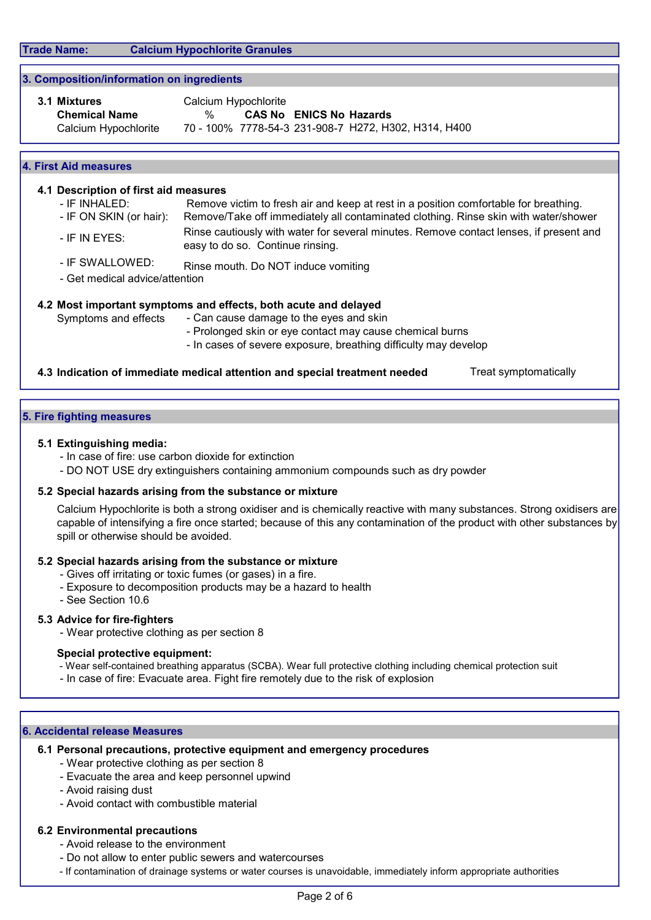**Trade Name:** **Calcium Hypochlorite Granules**

## 3. Composition/information on ingredients

**3.1 Mixtures** Calcium Hypochlorite

| Chemical Name | % | CAS No | ENICS No | Hazards |
|---|---|---|---|---|
| Calcium Hypochlorite | 70 - 100% | 7778-54-3 | 231-908-7 | H272, H302, H314, H400 |

## 4. First Aid measures

### 4.1 Description of first aid measures

- IF INHALED: Remove victim to fresh air and keep at rest in a position comfortable for breathing.
- IF ON SKIN (or hair): Remove/Take off immediately all contaminated clothing. Rinse skin with water/shower
- IF IN EYES: Rinse cautiously with water for several minutes. Remove contact lenses, if present and easy to do so. Continue rinsing.
- IF SWALLOWED: Rinse mouth. Do NOT induce vomiting
- Get medical advice/attention

### 4.2 Most important symptoms and effects, both acute and delayed

Symptoms and effects
- Can cause damage to the eyes and skin
- Prolonged skin or eye contact may cause chemical burns
- In cases of severe exposure, breathing difficulty may develop

### 4.3 Indication of immediate medical attention and special treatment needed

Treat symptomatically

## 5. Fire fighting measures

### 5.1 Extinguishing media:

- In case of fire: use carbon dioxide for extinction
- DO NOT USE dry extinguishers containing ammonium compounds such as dry powder

### 5.2 Special hazards arising from the substance or mixture

Calcium Hypochlorite is both a strong oxidiser and is chemically reactive with many substances. Strong oxidisers are capable of intensifying a fire once started; because of this any contamination of the product with other substances by spill or otherwise should be avoided.

### 5.2 Special hazards arising from the substance or mixture

- Gives off irritating or toxic fumes (or gases) in a fire.
- Exposure to decomposition products may be a hazard to health
- See Section 10.6

### 5.3 Advice for fire-fighters

- Wear protective clothing as per section 8

**Special protective equipment:**

- Wear self-contained breathing apparatus (SCBA). Wear full protective clothing including chemical protection suit
- In case of fire: Evacuate area. Fight fire remotely due to the risk of explosion

## 6. Accidental release Measures

### 6.1 Personal precautions, protective equipment and emergency procedures

- Wear protective clothing as per section 8
- Evacuate the area and keep personnel upwind
- Avoid raising dust
- Avoid contact with combustible material

### 6.2 Environmental precautions

- Avoid release to the environment
- Do not allow to enter public sewers and watercourses
- If contamination of drainage systems or water courses is unavoidable, immediately inform appropriate authorities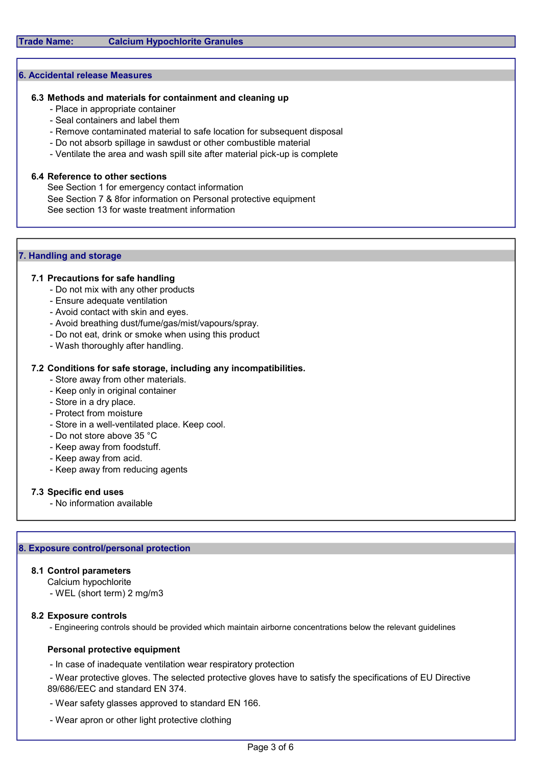**Trade Name: Calcium Hypochlorite Granules**

## 6. Accidental release Measures

### 6.3 Methods and materials for containment and cleaning up

- Place in appropriate container
- Seal containers and label them
- Remove contaminated material to safe location for subsequent disposal
- Do not absorb spillage in sawdust or other combustible material
- Ventilate the area and wash spill site after material pick-up is complete

### 6.4 Reference to other sections

See Section 1 for emergency contact information
See Section 7 & 8for information on Personal protective equipment
See section 13 for waste treatment information

## 7. Handling and storage

### 7.1 Precautions for safe handling

- Do not mix with any other products
- Ensure adequate ventilation
- Avoid contact with skin and eyes.
- Avoid breathing dust/fume/gas/mist/vapours/spray.
- Do not eat, drink or smoke when using this product
- Wash thoroughly after handling.

### 7.2 Conditions for safe storage, including any incompatibilities.

- Store away from other materials.
- Keep only in original container
- Store in a dry place.
- Protect from moisture
- Store in a well-ventilated place. Keep cool.
- Do not store above 35 °C
- Keep away from foodstuff.
- Keep away from acid.
- Keep away from reducing agents

### 7.3 Specific end uses

- No information available

## 8. Exposure control/personal protection

### 8.1 Control parameters

Calcium hypochlorite

- WEL (short term) 2 mg/m3

### 8.2 Exposure controls

- Engineering controls should be provided which maintain airborne concentrations below the relevant guidelines

**Personal protective equipment**

- In case of inadequate ventilation wear respiratory protection
- Wear protective gloves. The selected protective gloves have to satisfy the specifications of EU Directive 89/686/EEC and standard EN 374.
- Wear safety glasses approved to standard EN 166.
- Wear apron or other light protective clothing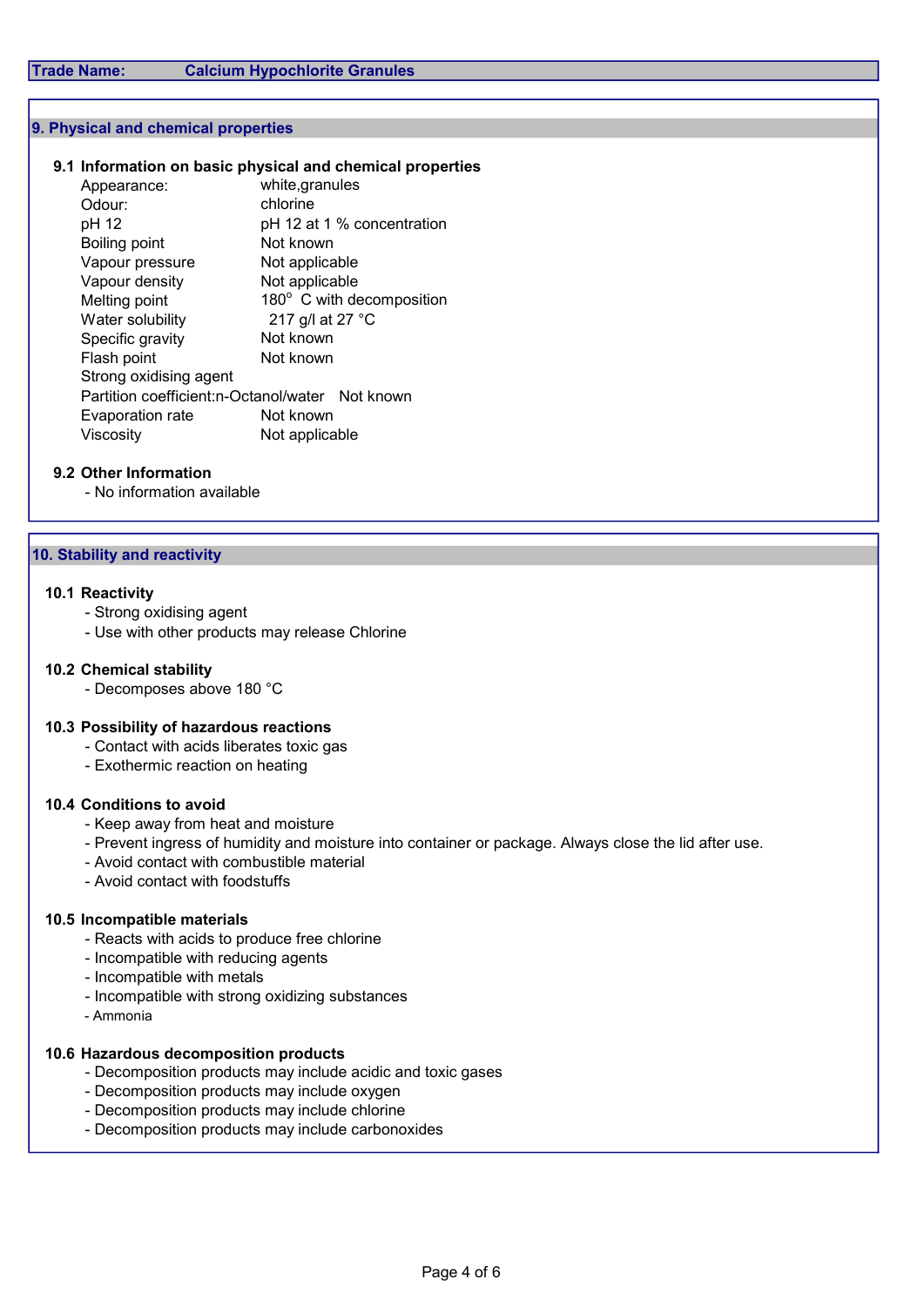**Trade Name: Calcium Hypochlorite Granules**

## 9. Physical and chemical properties

### 9.1 Information on basic physical and chemical properties

| Property | Value |
|---|---|
| Appearance: | white,granules |
| Odour: | chlorine |
| pH 12 | pH 12 at 1 % concentration |
| Boiling point | Not known |
| Vapour pressure | Not applicable |
| Vapour density | Not applicable |
| Melting point | 180° C with decomposition |
| Water solubility | 217 g/l at 27 °C |
| Specific gravity | Not known |
| Flash point | Not known |
| Strong oxidising agent | |
| Partition coefficient:n-Octanol/water | Not known |
| Evaporation rate | Not known |
| Viscosity | Not applicable |

### 9.2 Other Information

- No information available

## 10. Stability and reactivity

### 10.1 Reactivity

- Strong oxidising agent
- Use with other products may release Chlorine

### 10.2 Chemical stability

- Decomposes above 180 °C

### 10.3 Possibility of hazardous reactions

- Contact with acids liberates toxic gas
- Exothermic reaction on heating

### 10.4 Conditions to avoid

- Keep away from heat and moisture
- Prevent ingress of humidity and moisture into container or package. Always close the lid after use.
- Avoid contact with combustible material
- Avoid contact with foodstuffs

### 10.5 Incompatible materials

- Reacts with acids to produce free chlorine
- Incompatible with reducing agents
- Incompatible with metals
- Incompatible with strong oxidizing substances
- Ammonia

### 10.6 Hazardous decomposition products

- Decomposition products may include acidic and toxic gases
- Decomposition products may include oxygen
- Decomposition products may include chlorine
- Decomposition products may include carbonoxides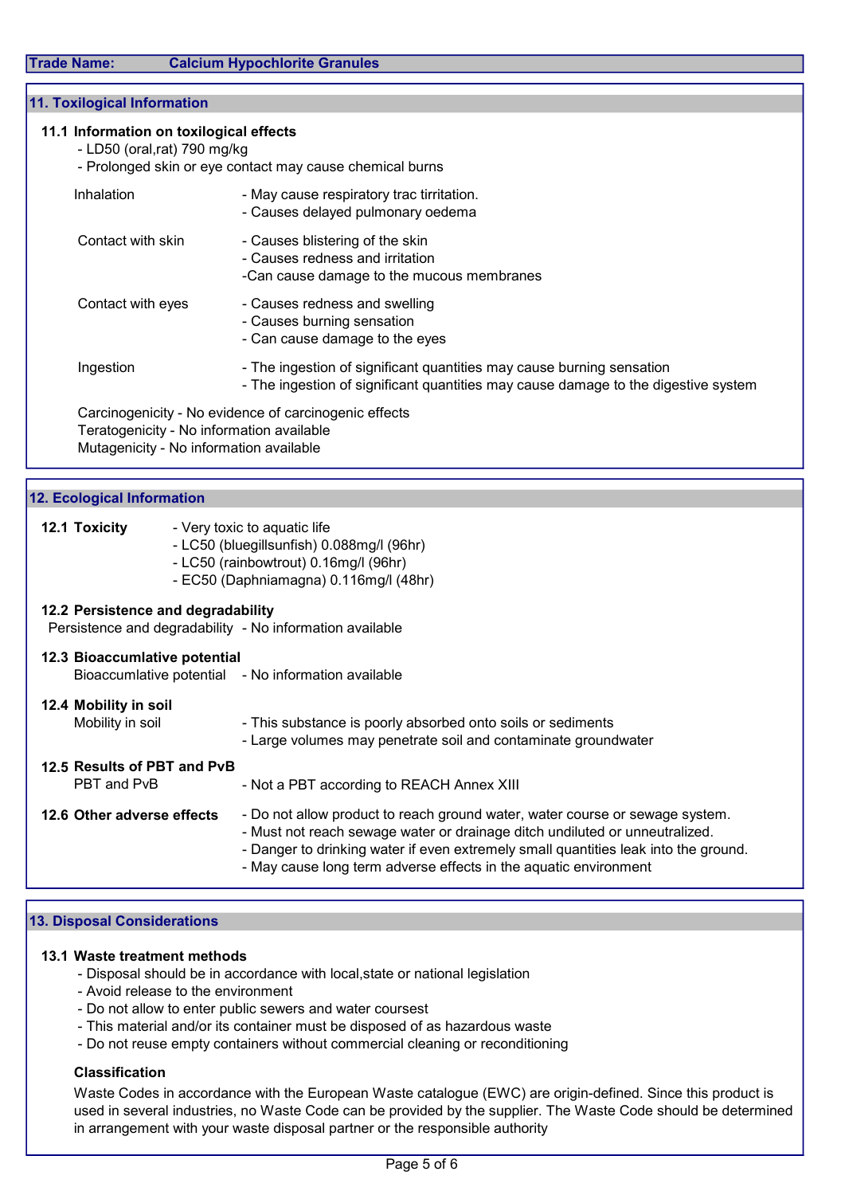**Trade Name: Calcium Hypochlorite Granules**

## 11. Toxilogical Information

### 11.1 Information on toxilogical effects

- LD50 (oral,rat) 790 mg/kg
- Prolonged skin or eye contact may cause chemical burns

| | |
|---|---|
| Inhalation | - May cause respiratory trac tirritation.<br>- Causes delayed pulmonary oedema |
| Contact with skin | - Causes blistering of the skin<br>- Causes redness and irritation<br>-Can cause damage to the mucous membranes |
| Contact with eyes | - Causes redness and swelling<br>- Causes burning sensation<br>- Can cause damage to the eyes |
| Ingestion | - The ingestion of significant quantities may cause burning sensation<br>- The ingestion of significant quantities may cause damage to the digestive system |

Carcinogenicity - No evidence of carcinogenic effects
Teratogenicity - No information available
Mutagenicity - No information available

## 12. Ecological Information

**12.1 Toxicity**
- Very toxic to aquatic life
- LC50 (bluegillsunfish) 0.088mg/l (96hr)
- LC50 (rainbowtrout) 0.16mg/l (96hr)
- EC50 (Daphniamagna) 0.116mg/l (48hr)

### 12.2 Persistence and degradability

Persistence and degradability - No information available

### 12.3 Bioaccumlative potential

Bioaccumlative potential - No information available

### 12.4 Mobility in soil

Mobility in soil
- This substance is poorly absorbed onto soils or sediments
- Large volumes may penetrate soil and contaminate groundwater

### 12.5 Results of PBT and PvB

PBT and PvB - Not a PBT according to REACH Annex XIII

### 12.6 Other adverse effects

- Do not allow product to reach ground water, water course or sewage system.
- Must not reach sewage water or drainage ditch undiluted or unneutralized.
- Danger to drinking water if even extremely small quantities leak into the ground.
- May cause long term adverse effects in the aquatic environment

## 13. Disposal Considerations

### 13.1 Waste treatment methods

- Disposal should be in accordance with local,state or national legislation
- Avoid release to the environment
- Do not allow to enter public sewers and water coursest
- This material and/or its container must be disposed of as hazardous waste
- Do not reuse empty containers without commercial cleaning or reconditioning

**Classification**

Waste Codes in accordance with the European Waste catalogue (EWC) are origin-defined. Since this product is used in several industries, no Waste Code can be provided by the supplier. The Waste Code should be determined in arrangement with your waste disposal partner or the responsible authority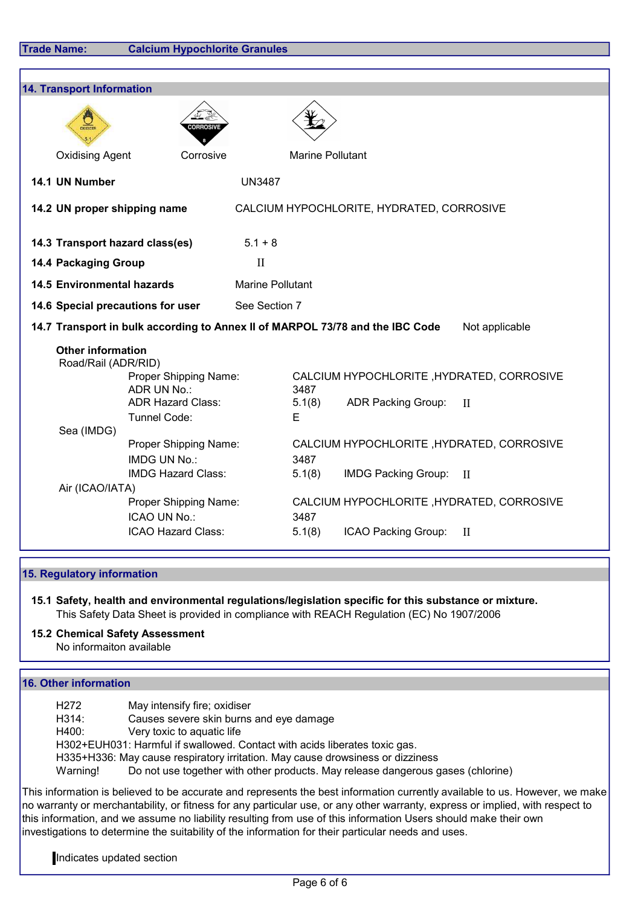**Trade Name:** **Calcium Hypochlorite Granules**

## 14. Transport Information

Oxidising Agent    Corrosive    Marine Pollutant

**14.1 UN Number** UN3487

**14.2 UN proper shipping name** CALCIUM HYPOCHLORITE, HYDRATED, CORROSIVE

**14.3 Transport hazard class(es)** 5.1 + 8

**14.4 Packaging Group** II

**14.5 Environmental hazards** Marine Pollutant

**14.6 Special precautions for user** See Section 7

**14.7 Transport in bulk according to Annex II of MARPOL 73/78 and the IBC Code** Not applicable

**Other information**

Road/Rail (ADR/RID)

| | | | |
|---|---|---|---|
| Proper Shipping Name: | CALCIUM HYPOCHLORITE ,HYDRATED, CORROSIVE | | |
| ADR UN No.: | 3487 | | |
| ADR Hazard Class: | 5.1(8) | ADR Packing Group: | II |
| Tunnel Code: | E | | |

Sea (IMDG)

| | | | |
|---|---|---|---|
| Proper Shipping Name: | CALCIUM HYPOCHLORITE ,HYDRATED, CORROSIVE | | |
| IMDG UN No.: | 3487 | | |
| IMDG Hazard Class: | 5.1(8) | IMDG Packing Group: | II |

Air (ICAO/IATA)

| | | | |
|---|---|---|---|
| Proper Shipping Name: | CALCIUM HYPOCHLORITE ,HYDRATED, CORROSIVE | | |
| ICAO UN No.: | 3487 | | |
| ICAO Hazard Class: | 5.1(8) | ICAO Packing Group: | II |

## 15. Regulatory information

**15.1 Safety, health and environmental regulations/legislation specific for this substance or mixture.**
This Safety Data Sheet is provided in compliance with REACH Regulation (EC) No 1907/2006

**15.2 Chemical Safety Assessment**
No informaiton available

## 16. Other information

H272 May intensify fire; oxidiser
H314: Causes severe skin burns and eye damage
H400: Very toxic to aquatic life
H302+EUH031: Harmful if swallowed. Contact with acids liberates toxic gas.
H335+H336: May cause respiratory irritation. May cause drowsiness or dizziness
Warning! Do not use together with other products. May release dangerous gases (chlorine)

This information is believed to be accurate and represents the best information currently available to us. However, we make no warranty or merchantability, or fitness for any particular use, or any other warranty, express or implied, with respect to this information, and we assume no liability resulting from use of this information Users should make their own investigations to determine the suitability of the information for their particular needs and uses.

| Indicates updated section